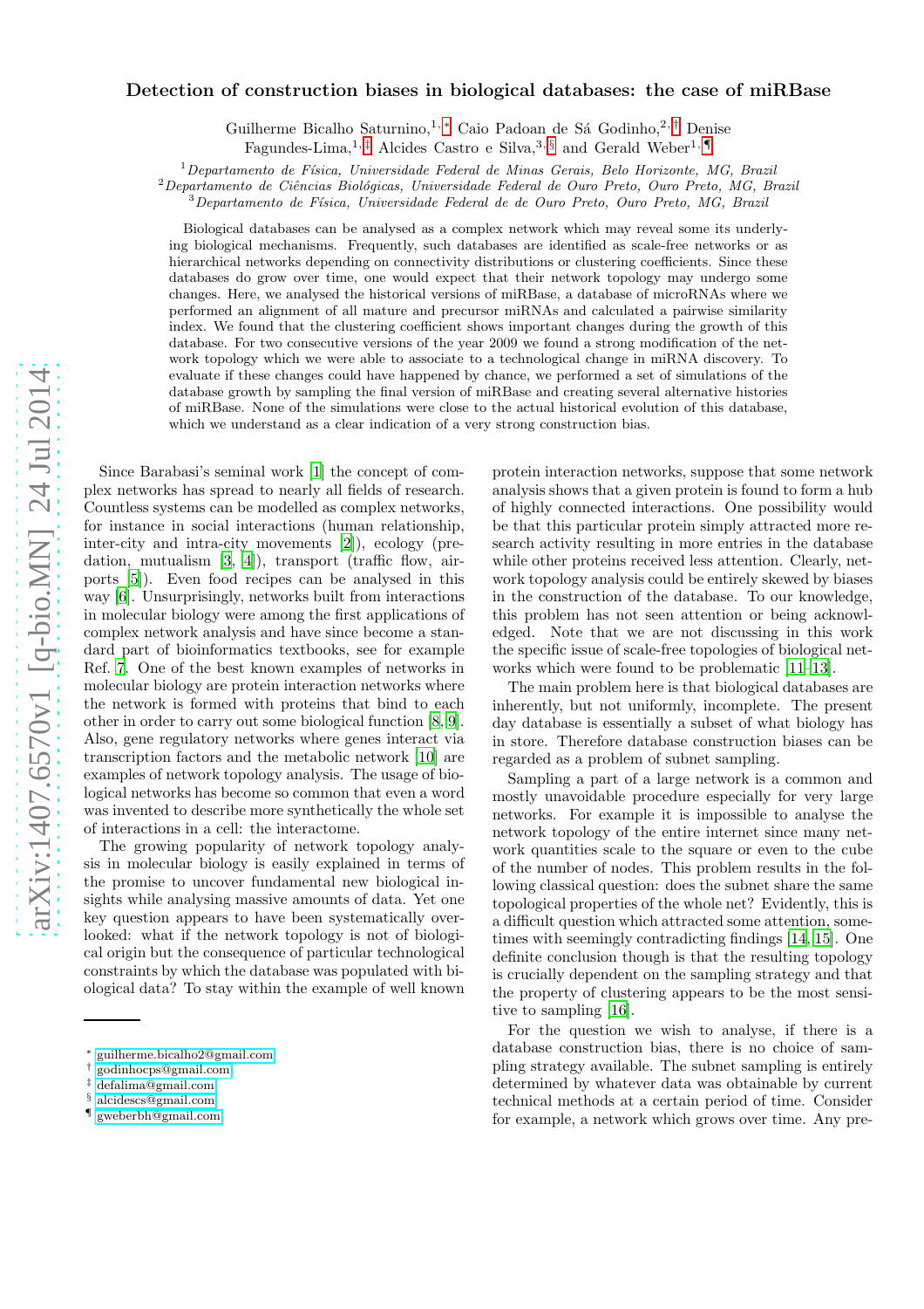# Detection of construction biases in biological databases: the case of miRBase

Guilherme Bicalho Saturnino,[1,*] Caio Padoan de Sá Godinho,[2,†] Denise Fagundes-Lima,[1,‡] Alcides Castro e Silva,[3,§] and Gerald Weber[1,¶]

[1] *Departamento de Física, Universidade Federal de Minas Gerais, Belo Horizonte, MG, Brazil*
[2] *Departamento de Ciências Biológicas, Universidade Federal de Ouro Preto, Ouro Preto, MG, Brazil*
[3] *Departamento de Física, Universidade Federal de de Ouro Preto, Ouro Preto, MG, Brazil*

Biological databases can be analysed as a complex network which may reveal some its underlying biological mechanisms. Frequently, such databases are identified as scale-free networks or as hierarchical networks depending on connectivity distributions or clustering coefficients. Since these databases do grow over time, one would expect that their network topology may undergo some changes. Here, we analysed the historical versions of miRBase, a database of microRNAs where we performed an alignment of all mature and precursor miRNAs and calculated a pairwise similarity index. We found that the clustering coefficient shows important changes during the growth of this database. For two consecutive versions of the year 2009 we found a strong modification of the network topology which we were able to associate to a technological change in miRNA discovery. To evaluate if these changes could have happened by chance, we performed a set of simulations of the database growth by sampling the final version of miRBase and creating several alternative histories of miRBase. None of the simulations were close to the actual historical evolution of this database, which we understand as a clear indication of a very strong construction bias.

Since Barabasi's seminal work [1] the concept of complex networks has spread to nearly all fields of research. Countless systems can be modelled as complex networks, for instance in social interactions (human relationship, inter-city and intra-city movements [2]), ecology (predation, mutualism [3, 4]), transport (traffic flow, airports [5]). Even food recipes can be analysed in this way [6]. Unsurprisingly, networks built from interactions in molecular biology were among the first applications of complex network analysis and have since become a standard part of bioinformatics textbooks, see for example Ref. 7. One of the best known examples of networks in molecular biology are protein interaction networks where the network is formed with proteins that bind to each other in order to carry out some biological function [8, 9]. Also, gene regulatory networks where genes interact via transcription factors and the metabolic network [10] are examples of network topology analysis. The usage of biological networks has become so common that even a word was invented to describe more synthetically the whole set of interactions in a cell: the interactome.

The growing popularity of network topology analysis in molecular biology is easily explained in terms of the promise to uncover fundamental new biological insights while analysing massive amounts of data. Yet one key question appears to have been systematically overlooked: what if the network topology is not of biological origin but the consequence of particular technological constraints by which the database was populated with biological data? To stay within the example of well known protein interaction networks, suppose that some network analysis shows that a given protein is found to form a hub of highly connected interactions. One possibility would be that this particular protein simply attracted more research activity resulting in more entries in the database while other proteins received less attention. Clearly, network topology analysis could be entirely skewed by biases in the construction of the database. To our knowledge, this problem has not seen attention or being acknowledged. Note that we are not discussing in this work the specific issue of scale-free topologies of biological networks which were found to be problematic [11–13].

The main problem here is that biological databases are inherently, but not uniformly, incomplete. The present day database is essentially a subset of what biology has in store. Therefore database construction biases can be regarded as a problem of subnet sampling.

Sampling a part of a large network is a common and mostly unavoidable procedure especially for very large networks. For example it is impossible to analyse the network topology of the entire internet since many network quantities scale to the square or even to the cube of the number of nodes. This problem results in the following classical question: does the subnet share the same topological properties of the whole net? Evidently, this is a difficult question which attracted some attention, sometimes with seemingly contradicting findings [14, 15]. One definite conclusion though is that the resulting topology is crucially dependent on the sampling strategy and that the property of clustering appears to be the most sensitive to sampling [16].

For the question we wish to analyse, if there is a database construction bias, there is no choice of sampling strategy available. The subnet sampling is entirely determined by whatever data was obtainable by current technical methods at a certain period of time. Consider for example, a network which grows over time. Any pre-

* guilherme.bicalho2@gmail.com
† godinhocps@gmail.com
‡ defalima@gmail.com
§ alcidescs@gmail.com
¶ gweberbh@gmail.com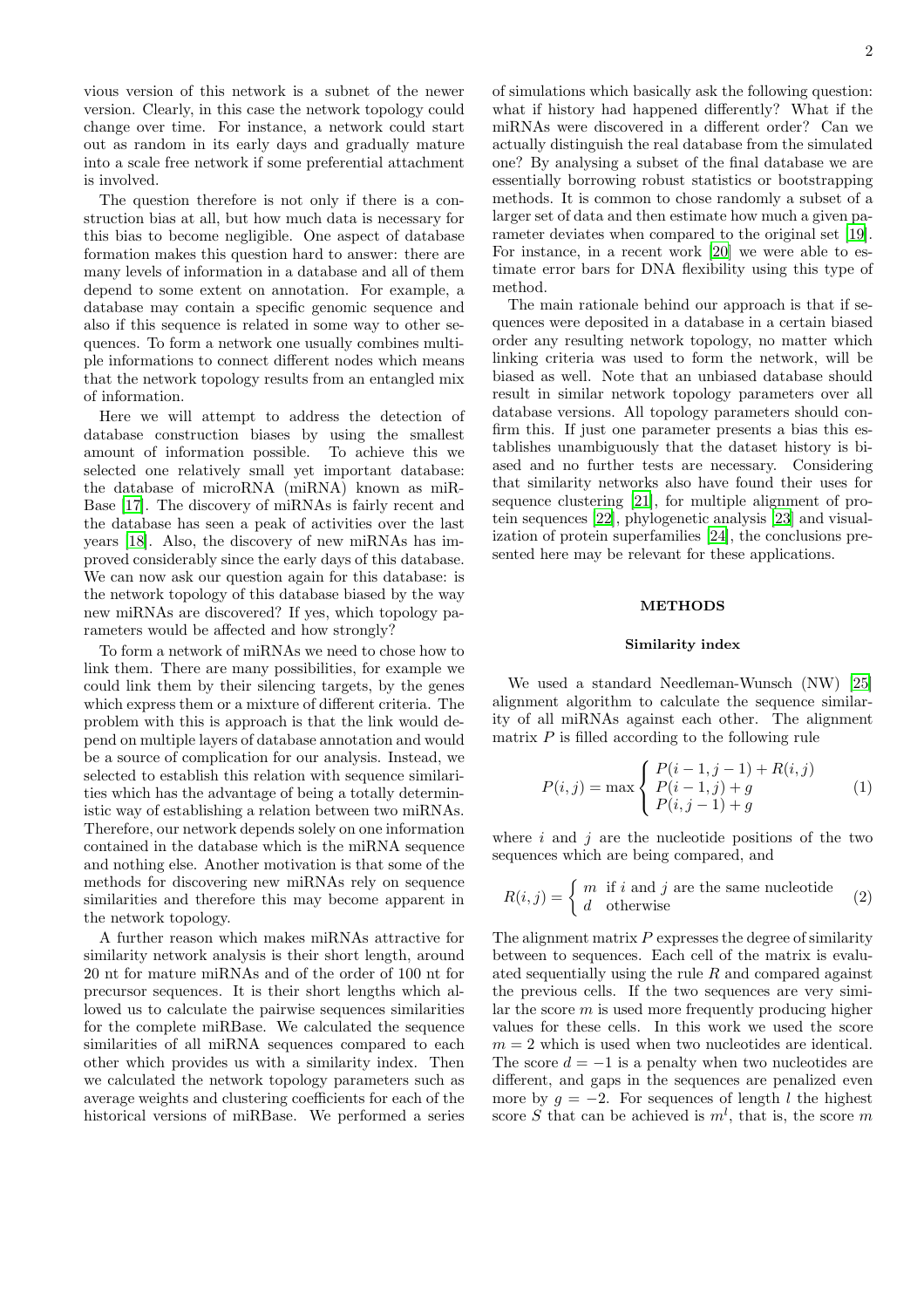vious version of this network is a subnet of the newer version. Clearly, in this case the network topology could change over time. For instance, a network could start out as random in its early days and gradually mature into a scale free network if some preferential attachment is involved.

The question therefore is not only if there is a construction bias at all, but how much data is necessary for this bias to become negligible. One aspect of database formation makes this question hard to answer: there are many levels of information in a database and all of them depend to some extent on annotation. For example, a database may contain a specific genomic sequence and also if this sequence is related in some way to other sequences. To form a network one usually combines multiple informations to connect different nodes which means that the network topology results from an entangled mix of information.

Here we will attempt to address the detection of database construction biases by using the smallest amount of information possible. To achieve this we selected one relatively small yet important database: the database of microRNA (miRNA) known as miRBase [17]. The discovery of miRNAs is fairly recent and the database has seen a peak of activities over the last years [18]. Also, the discovery of new miRNAs has improved considerably since the early days of this database. We can now ask our question again for this database: is the network topology of this database biased by the way new miRNAs are discovered? If yes, which topology parameters would be affected and how strongly?

To form a network of miRNAs we need to chose how to link them. There are many possibilities, for example we could link them by their silencing targets, by the genes which express them or a mixture of different criteria. The problem with this is approach is that the link would depend on multiple layers of database annotation and would be a source of complication for our analysis. Instead, we selected to establish this relation with sequence similarities which has the advantage of being a totally deterministic way of establishing a relation between two miRNAs. Therefore, our network depends solely on one information contained in the database which is the miRNA sequence and nothing else. Another motivation is that some of the methods for discovering new miRNAs rely on sequence similarities and therefore this may become apparent in the network topology.

A further reason which makes miRNAs attractive for similarity network analysis is their short length, around 20 nt for mature miRNAs and of the order of 100 nt for precursor sequences. It is their short lengths which allowed us to calculate the pairwise sequences similarities for the complete miRBase. We calculated the sequence similarities of all miRNA sequences compared to each other which provides us with a similarity index. Then we calculated the network topology parameters such as average weights and clustering coefficients for each of the historical versions of miRBase. We performed a series of simulations which basically ask the following question: what if history had happened differently? What if the miRNAs were discovered in a different order? Can we actually distinguish the real database from the simulated one? By analysing a subset of the final database we are essentially borrowing robust statistics or bootstrapping methods. It is common to chose randomly a subset of a larger set of data and then estimate how much a given parameter deviates when compared to the original set [19]. For instance, in a recent work [20] we were able to estimate error bars for DNA flexibility using this type of method.

The main rationale behind our approach is that if sequences were deposited in a database in a certain biased order any resulting network topology, no matter which linking criteria was used to form the network, will be biased as well. Note that an unbiased database should result in similar network topology parameters over all database versions. All topology parameters should confirm this. If just one parameter presents a bias this establishes unambiguously that the dataset history is biased and no further tests are necessary. Considering that similarity networks also have found their uses for sequence clustering [21], for multiple alignment of protein sequences [22], phylogenetic analysis [23] and visualization of protein superfamilies [24], the conclusions presented here may be relevant for these applications.

## METHODS

### Similarity index

We used a standard Needleman-Wunsch (NW) [25] alignment algorithm to calculate the sequence similarity of all miRNAs against each other. The alignment matrix $P$ is filled according to the following rule

$$P(i,j) = \max \begin{cases} P(i-1,j-1) + R(i,j) \\ P(i-1,j) + g \\ P(i,j-1) + g \end{cases} \quad (1)$$

where $i$ and $j$ are the nucleotide positions of the two sequences which are being compared, and

$$R(i,j) = \begin{cases} m & \text{if } i \text{ and } j \text{ are the same nucleotide} \\ d & \text{otherwise} \end{cases} \quad (2)$$

The alignment matrix $P$ expresses the degree of similarity between to sequences. Each cell of the matrix is evaluated sequentially using the rule $R$ and compared against the previous cells. If the two sequences are very similar the score $m$ is used more frequently producing higher values for these cells. In this work we used the score $m = 2$ which is used when two nucleotides are identical. The score $d = -1$ is a penalty when two nucleotides are different, and gaps in the sequences are penalized even more by $g = -2$. For sequences of length $l$ the highest score $S$ that can be achieved is $m^l$, that is, the score $m$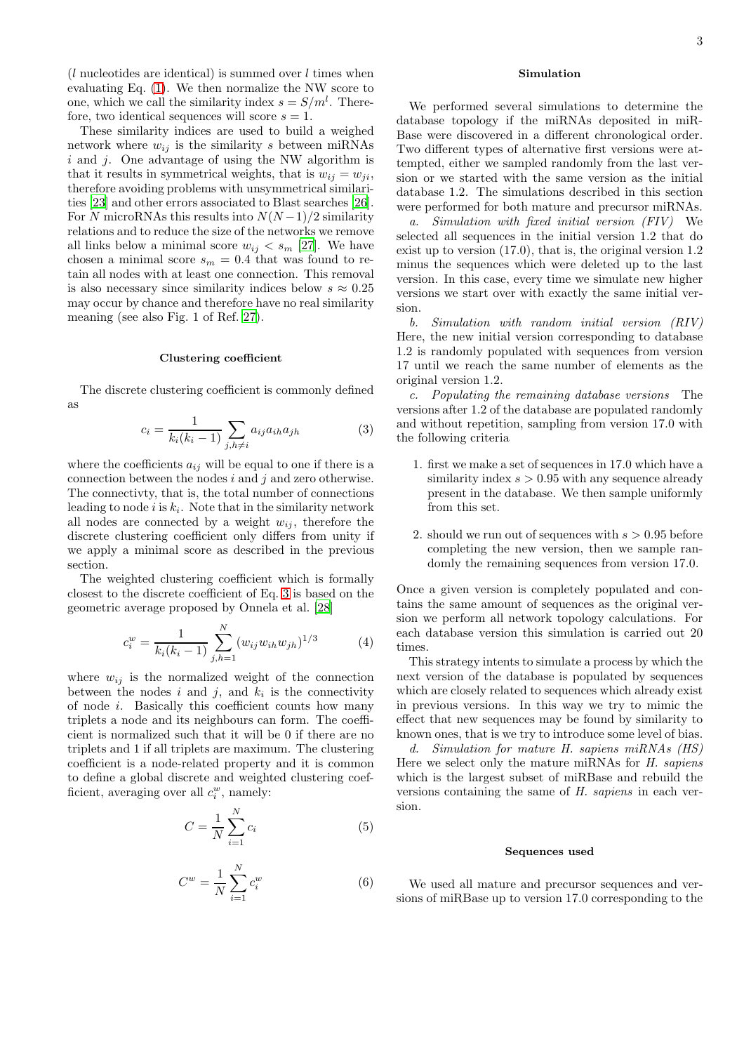($l$ nucleotides are identical) is summed over $l$ times when evaluating Eq. (1). We then normalize the NW score to one, which we call the similarity index $s = S/m^l$. Therefore, two identical sequences will score $s = 1$.

These similarity indices are used to build a weighed network where $w_{ij}$ is the similarity $s$ between miRNAs $i$ and $j$. One advantage of using the NW algorithm is that it results in symmetrical weights, that is $w_{ij} = w_{ji}$, therefore avoiding problems with unsymmetrical similarities [23] and other errors associated to Blast searches [26]. For $N$ microRNAs this results into $N(N-1)/2$ similarity relations and to reduce the size of the networks we remove all links below a minimal score $w_{ij} < s_m$ [27]. We have chosen a minimal score $s_m = 0.4$ that was found to retain all nodes with at least one connection. This removal is also necessary since similarity indices below $s \approx 0.25$ may occur by chance and therefore have no real similarity meaning (see also Fig. 1 of Ref. [27]).

## Clustering coefficient

The discrete clustering coefficient is commonly defined as

$$c_i = \frac{1}{k_i(k_i-1)} \sum_{j,h \neq i} a_{ij} a_{ih} a_{jh} \tag{3}$$

where the coefficients $a_{ij}$ will be equal to one if there is a connection between the nodes $i$ and $j$ and zero otherwise. The connectivty, that is, the total number of connections leading to node $i$ is $k_i$. Note that in the similarity network all nodes are connected by a weight $w_{ij}$, therefore the discrete clustering coefficient only differs from unity if we apply a minimal score as described in the previous section.

The weighted clustering coefficient which is formally closest to the discrete coefficient of Eq. 3 is based on the geometric average proposed by Onnela et al. [28]

$$c_i^w = \frac{1}{k_i(k_i-1)} \sum_{j,h=1}^{N} (w_{ij} w_{ih} w_{jh})^{1/3} \tag{4}$$

where $w_{ij}$ is the normalized weight of the connection between the nodes $i$ and $j$, and $k_i$ is the connectivity of node $i$. Basically this coefficient counts how many triplets a node and its neighbours can form. The coefficient is normalized such that it will be 0 if there are no triplets and 1 if all triplets are maximum. The clustering coefficient is a node-related property and it is common to define a global discrete and weighted clustering coefficient, averaging over all $c_i^w$, namely:

$$C = \frac{1}{N} \sum_{i=1}^{N} c_i \tag{5}$$

$$C^w = \frac{1}{N} \sum_{i=1}^{N} c_i^w \tag{6}$$

## Simulation

We performed several simulations to determine the database topology if the miRNAs deposited in miRBase were discovered in a different chronological order. Two different types of alternative first versions were attempted, either we sampled randomly from the last version or we started with the same version as the initial database 1.2. The simulations described in this section were performed for both mature and precursor miRNAs.

*a. Simulation with fixed initial version (FIV)* We selected all sequences in the initial version 1.2 that do exist up to version (17.0), that is, the original version 1.2 minus the sequences which were deleted up to the last version. In this case, every time we simulate new higher versions we start over with exactly the same initial version.

*b. Simulation with random initial version (RIV)* Here, the new initial version corresponding to database 1.2 is randomly populated with sequences from version 17 until we reach the same number of elements as the original version 1.2.

*c. Populating the remaining database versions* The versions after 1.2 of the database are populated randomly and without repetition, sampling from version 17.0 with the following criteria

1. first we make a set of sequences in 17.0 which have a similarity index $s > 0.95$ with any sequence already present in the database. We then sample uniformly from this set.

2. should we run out of sequences with $s > 0.95$ before completing the new version, then we sample randomly the remaining sequences from version 17.0.

Once a given version is completely populated and contains the same amount of sequences as the original version we perform all network topology calculations. For each database version this simulation is carried out 20 times.

This strategy intents to simulate a process by which the next version of the database is populated by sequences which are closely related to sequences which already exist in previous versions. In this way we try to mimic the effect that new sequences may be found by similarity to known ones, that is we try to introduce some level of bias.

*d. Simulation for mature H. sapiens miRNAs (HS)* Here we select only the mature miRNAs for *H. sapiens* which is the largest subset of miRBase and rebuild the versions containing the same of *H. sapiens* in each version.

## Sequences used

We used all mature and precursor sequences and versions of miRBase up to version 17.0 corresponding to the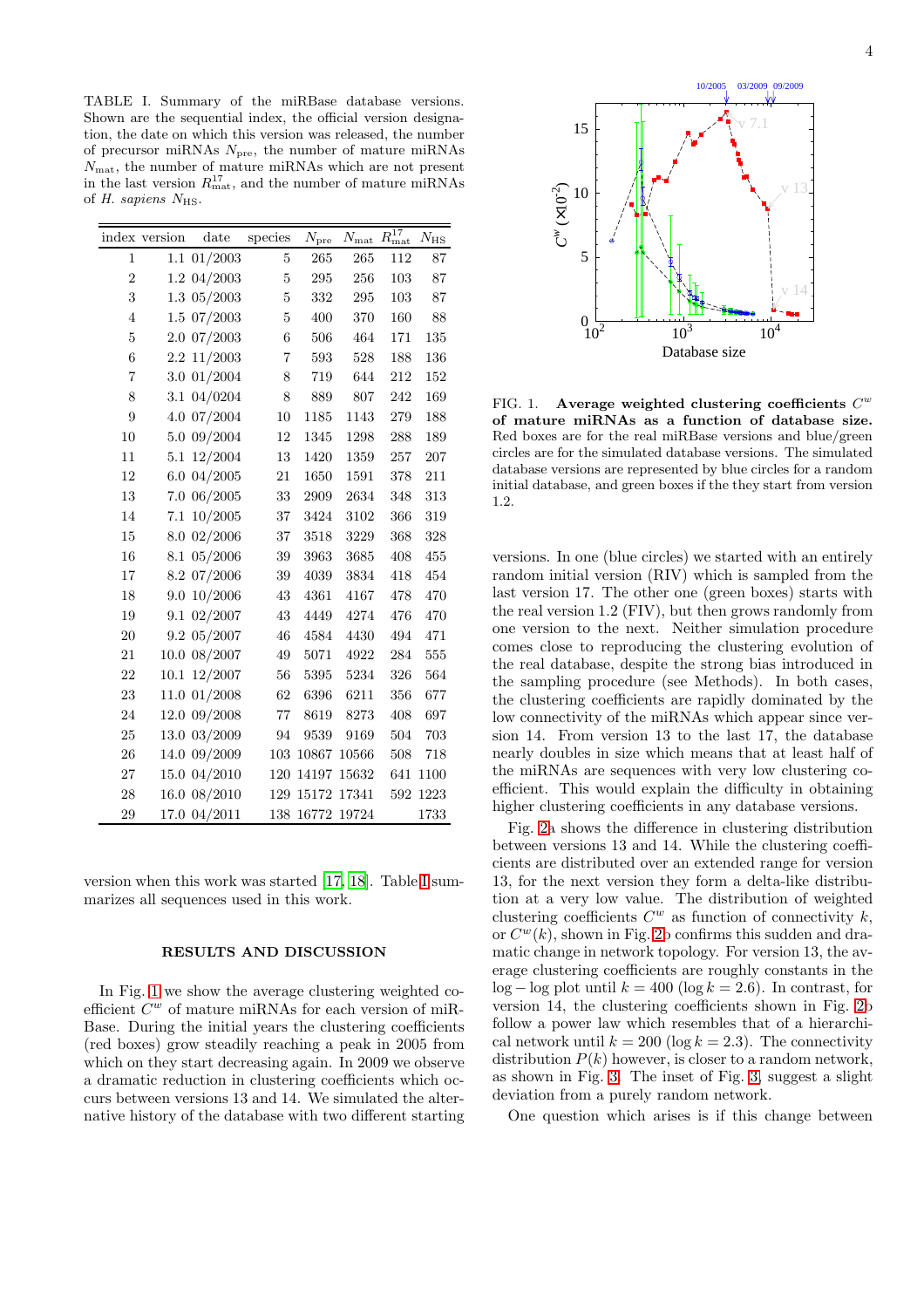TABLE I. Summary of the miRBase database versions. Shown are the sequential index, the official version designation, the date on which this version was released, the number of precursor miRNAs $N_{\rm pre}$, the number of mature miRNAs $N_{\rm mat}$, the number of mature miRNAs which are not present in the last version $R^{17}_{\rm mat}$, and the number of mature miRNAs of *H. sapiens* $N_{\rm HS}$.

| index | version | date | species | $N_{\rm pre}$ | $N_{\rm mat}$ | $R^{17}_{\rm mat}$ | $N_{\rm HS}$ |
|---|---|---|---|---|---|---|---|
| 1 | 1.1 | 01/2003 | 5 | 265 | 265 | 112 | 87 |
| 2 | 1.2 | 04/2003 | 5 | 295 | 256 | 103 | 87 |
| 3 | 1.3 | 05/2003 | 5 | 332 | 295 | 103 | 87 |
| 4 | 1.5 | 07/2003 | 5 | 400 | 370 | 160 | 88 |
| 5 | 2.0 | 07/2003 | 6 | 506 | 464 | 171 | 135 |
| 6 | 2.2 | 11/2003 | 7 | 593 | 528 | 188 | 136 |
| 7 | 3.0 | 01/2004 | 8 | 719 | 644 | 212 | 152 |
| 8 | 3.1 | 04/0204 | 8 | 889 | 807 | 242 | 169 |
| 9 | 4.0 | 07/2004 | 10 | 1185 | 1143 | 279 | 188 |
| 10 | 5.0 | 09/2004 | 12 | 1345 | 1298 | 288 | 189 |
| 11 | 5.1 | 12/2004 | 13 | 1420 | 1359 | 257 | 207 |
| 12 | 6.0 | 04/2005 | 21 | 1650 | 1591 | 378 | 211 |
| 13 | 7.0 | 06/2005 | 33 | 2909 | 2634 | 348 | 313 |
| 14 | 7.1 | 10/2005 | 37 | 3424 | 3102 | 366 | 319 |
| 15 | 8.0 | 02/2006 | 37 | 3518 | 3229 | 368 | 328 |
| 16 | 8.1 | 05/2006 | 39 | 3963 | 3685 | 408 | 455 |
| 17 | 8.2 | 07/2006 | 39 | 4039 | 3834 | 418 | 454 |
| 18 | 9.0 | 10/2006 | 43 | 4361 | 4167 | 478 | 470 |
| 19 | 9.1 | 02/2007 | 43 | 4449 | 4274 | 476 | 470 |
| 20 | 9.2 | 05/2007 | 46 | 4584 | 4430 | 494 | 471 |
| 21 | 10.0 | 08/2007 | 49 | 5071 | 4922 | 284 | 555 |
| 22 | 10.1 | 12/2007 | 56 | 5395 | 5234 | 326 | 564 |
| 23 | 11.0 | 01/2008 | 62 | 6396 | 6211 | 356 | 677 |
| 24 | 12.0 | 09/2008 | 77 | 8619 | 8273 | 408 | 697 |
| 25 | 13.0 | 03/2009 | 94 | 9539 | 9169 | 504 | 703 |
| 26 | 14.0 | 09/2009 | 103 | 10867 | 10566 | 508 | 718 |
| 27 | 15.0 | 04/2010 | 120 | 14197 | 15632 | 641 | 1100 |
| 28 | 16.0 | 08/2010 | 129 | 15172 | 17341 | 592 | 1223 |
| 29 | 17.0 | 04/2011 | 138 | 16772 | 19724 | | 1733 |

version when this work was started [17, 18]. Table I summarizes all sequences used in this work.

## RESULTS AND DISCUSSION

In Fig. 1 we show the average clustering weighted coefficient $C^w$ of mature miRNAs for each version of miRBase. During the initial years the clustering coefficients (red boxes) grow steadily reaching a peak in 2005 from which on they start decreasing again. In 2009 we observe a dramatic reduction in clustering coefficients which occurs between versions 13 and 14. We simulated the alternative history of the database with two different starting versions. In one (blue circles) we started with an entirely random initial version (RIV) which is sampled from the last version 17. The other one (green boxes) starts with the real version 1.2 (FIV), but then grows randomly from one version to the next. Neither simulation procedure comes close to reproducing the clustering evolution of the real database, despite the strong bias introduced in the sampling procedure (see Methods). In both cases, the clustering coefficients are rapidly dominated by the low connectivity of the miRNAs which appear since version 14. From version 13 to the last 17, the database nearly doubles in size which means that at least half of the miRNAs are sequences with very low clustering coefficient. This would explain the difficulty in obtaining higher clustering coefficients in any database versions.

FIG. 1. **Average weighted clustering coefficients $C^w$ of mature miRNAs as a function of database size.** Red boxes are for the real miRBase versions and blue/green circles are for the simulated database versions. The simulated database versions are represented by blue circles for a random initial database, and green boxes if the they start from version 1.2.

Fig. 2a shows the difference in clustering distribution between versions 13 and 14. While the clustering coefficients are distributed over an extended range for version 13, for the next version they form a delta-like distribution at a very low value. The distribution of weighted clustering coefficients $C^w$ as function of connectivity $k$, or $C^w(k)$, shown in Fig. 2b confirms this sudden and dramatic change in network topology. For version 13, the average clustering coefficients are roughly constants in the $\log - \log$ plot until $k = 400$ ($\log k = 2.6$). In contrast, for version 14, the clustering coefficients shown in Fig. 2b follow a power law which resembles that of a hierarchical network until $k = 200$ ($\log k = 2.3$). The connectivity distribution $P(k)$ however, is closer to a random network, as shown in Fig. 3. The inset of Fig. 3, suggest a slight deviation from a purely random network.

One question which arises is if this change between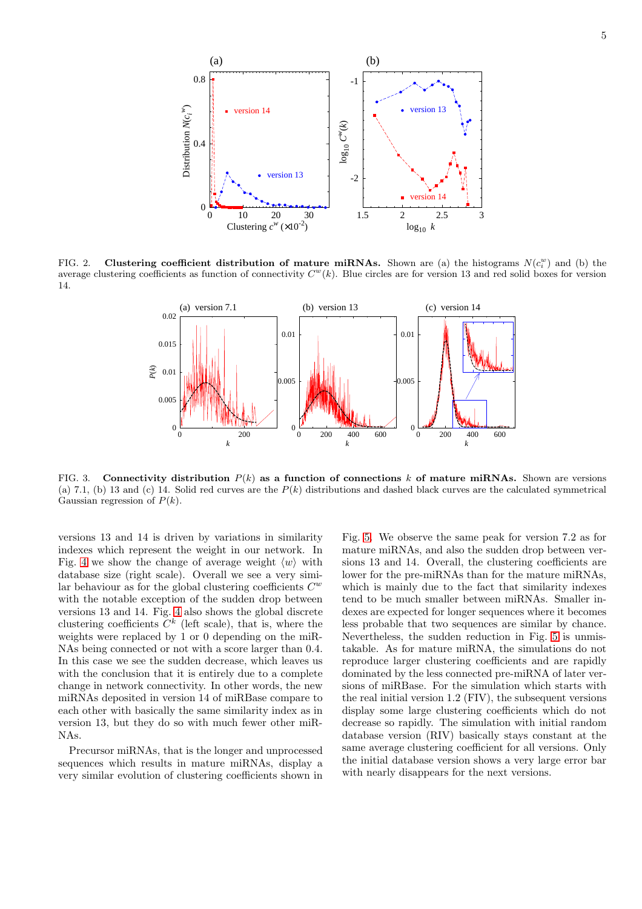FIG. 2. **Clustering coefficient distribution of mature miRNAs.** Shown are (a) the histograms $N(c_i^w)$ and (b) the average clustering coefficients as function of connectivity $C^w(k)$. Blue circles are for version 13 and red solid boxes for version 14.

FIG. 3. **Connectivity distribution $P(k)$ as a function of connections $k$ of mature miRNAs.** Shown are versions (a) 7.1, (b) 13 and (c) 14. Solid red curves are the $P(k)$ distributions and dashed black curves are the calculated symmetrical Gaussian regression of $P(k)$.

versions 13 and 14 is driven by variations in similarity indexes which represent the weight in our network. In Fig. 4 we show the change of average weight $\langle w \rangle$ with database size (right scale). Overall we see a very similar behaviour as for the global clustering coefficients $C^w$ with the notable exception of the sudden drop between versions 13 and 14. Fig. 4 also shows the global discrete clustering coefficients $C^k$ (left scale), that is, where the weights were replaced by 1 or 0 depending on the miRNAs being connected or not with a score larger than 0.4. In this case we see the sudden decrease, which leaves us with the conclusion that it is entirely due to a complete change in network connectivity. In other words, the new miRNAs deposited in version 14 of miRBase compare to each other with basically the same similarity index as in version 13, but they do so with much fewer other miRNAs.

Precursor miRNAs, that is the longer and unprocessed sequences which results in mature miRNAs, display a very similar evolution of clustering coefficients shown in Fig. 5. We observe the same peak for version 7.2 as for mature miRNAs, and also the sudden drop between versions 13 and 14. Overall, the clustering coefficients are lower for the pre-miRNAs than for the mature miRNAs, which is mainly due to the fact that similarity indexes tend to be much smaller between miRNAs. Smaller indexes are expected for longer sequences where it becomes less probable that two sequences are similar by chance. Nevertheless, the sudden reduction in Fig. 5 is unmistakable. As for mature miRNA, the simulations do not reproduce larger clustering coefficients and are rapidly dominated by the less connected pre-miRNA of later versions of miRBase. For the simulation which starts with the real initial version 1.2 (FIV), the subsequent versions display some large clustering coefficients which do not decrease so rapidly. The simulation with initial random database version (RIV) basically stays constant at the same average clustering coefficient for all versions. Only the initial database version shows a very large error bar with nearly disappears for the next versions.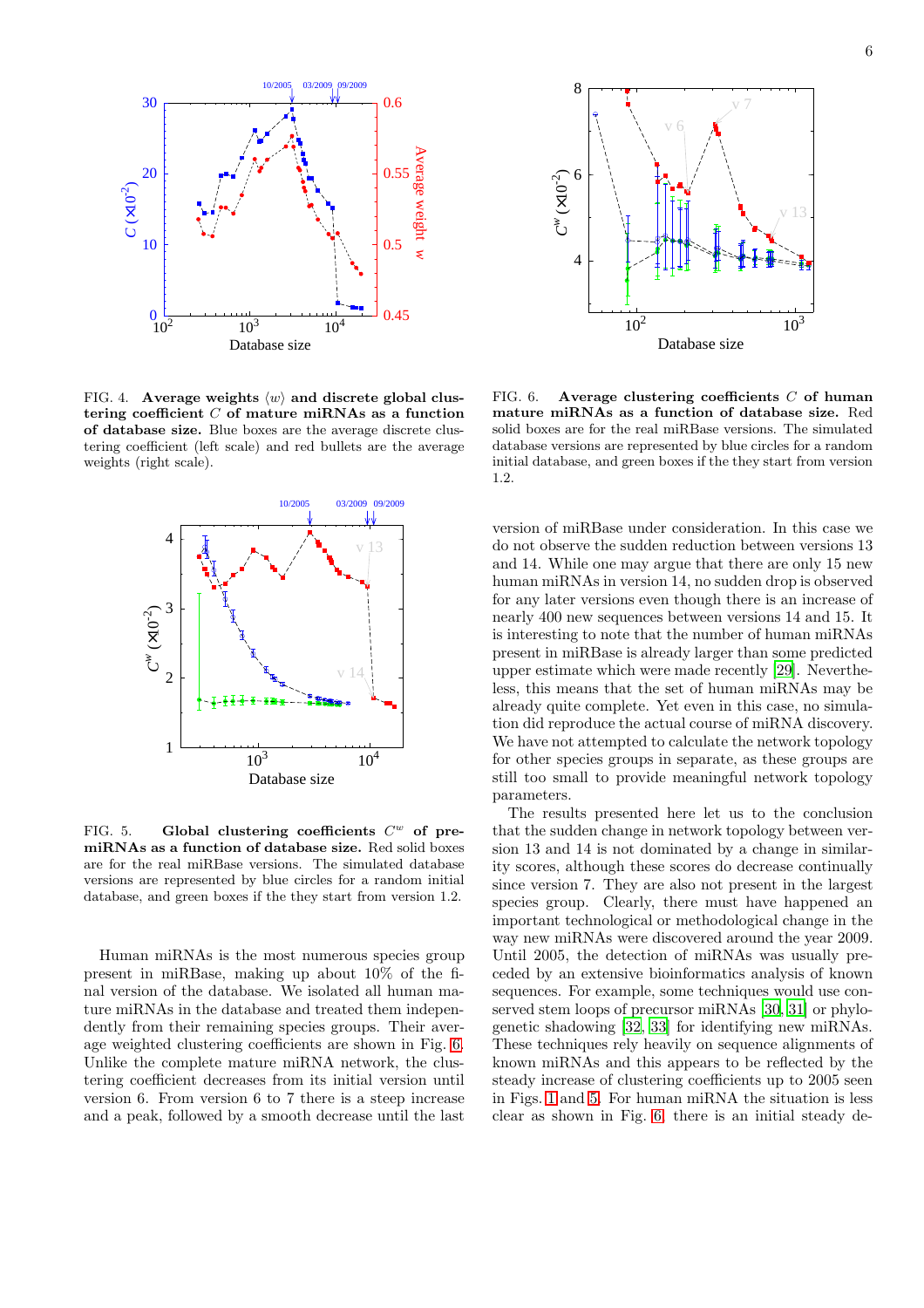FIG. 4. **Average weights $\langle w \rangle$ and discrete global clustering coefficient $C$ of mature miRNAs as a function of database size.** Blue boxes are the average discrete clustering coefficient (left scale) and red bullets are the average weights (right scale).

FIG. 5. **Global clustering coefficients $C^w$ of pre-miRNAs as a function of database size.** Red solid boxes are for the real miRBase versions. The simulated database versions are represented by blue circles for a random initial database, and green boxes if the they start from version 1.2.

Human miRNAs is the most numerous species group present in miRBase, making up about 10% of the final version of the database. We isolated all human mature miRNAs in the database and treated them independently from their remaining species groups. Their average weighted clustering coefficients are shown in Fig. 6. Unlike the complete mature miRNA network, the clustering coefficient decreases from its initial version until version 6. From version 6 to 7 there is a steep increase and a peak, followed by a smooth decrease until the last version of miRBase under consideration. In this case we do not observe the sudden reduction between versions 13 and 14. While one may argue that there are only 15 new human miRNAs in version 14, no sudden drop is observed for any later versions even though there is an increase of nearly 400 new sequences between versions 14 and 15. It is interesting to note that the number of human miRNAs present in miRBase is already larger than some predicted upper estimate which were made recently [29]. Nevertheless, this means that the set of human miRNAs may be already quite complete. Yet even in this case, no simulation did reproduce the actual course of miRNA discovery. We have not attempted to calculate the network topology for other species groups in separate, as these groups are still too small to provide meaningful network topology parameters.

FIG. 6. **Average clustering coefficients $C$ of human mature miRNAs as a function of database size.** Red solid boxes are for the real miRBase versions. The simulated database versions are represented by blue circles for a random initial database, and green boxes if the they start from version 1.2.

The results presented here let us to the conclusion that the sudden change in network topology between version 13 and 14 is not dominated by a change in similarity scores, although these scores do decrease continually since version 7. They are also not present in the largest species group. Clearly, there must have happened an important technological or methodological change in the way new miRNAs were discovered around the year 2009. Until 2005, the detection of miRNAs was usually preceded by an extensive bioinformatics analysis of known sequences. For example, some techniques would use conserved stem loops of precursor miRNAs [30, 31] or phylogenetic shadowing [32, 33] for identifying new miRNAs. These techniques rely heavily on sequence alignments of known miRNAs and this appears to be reflected by the steady increase of clustering coefficients up to 2005 seen in Figs. 1 and 5. For human miRNA the situation is less clear as shown in Fig. 6, there is an initial steady de-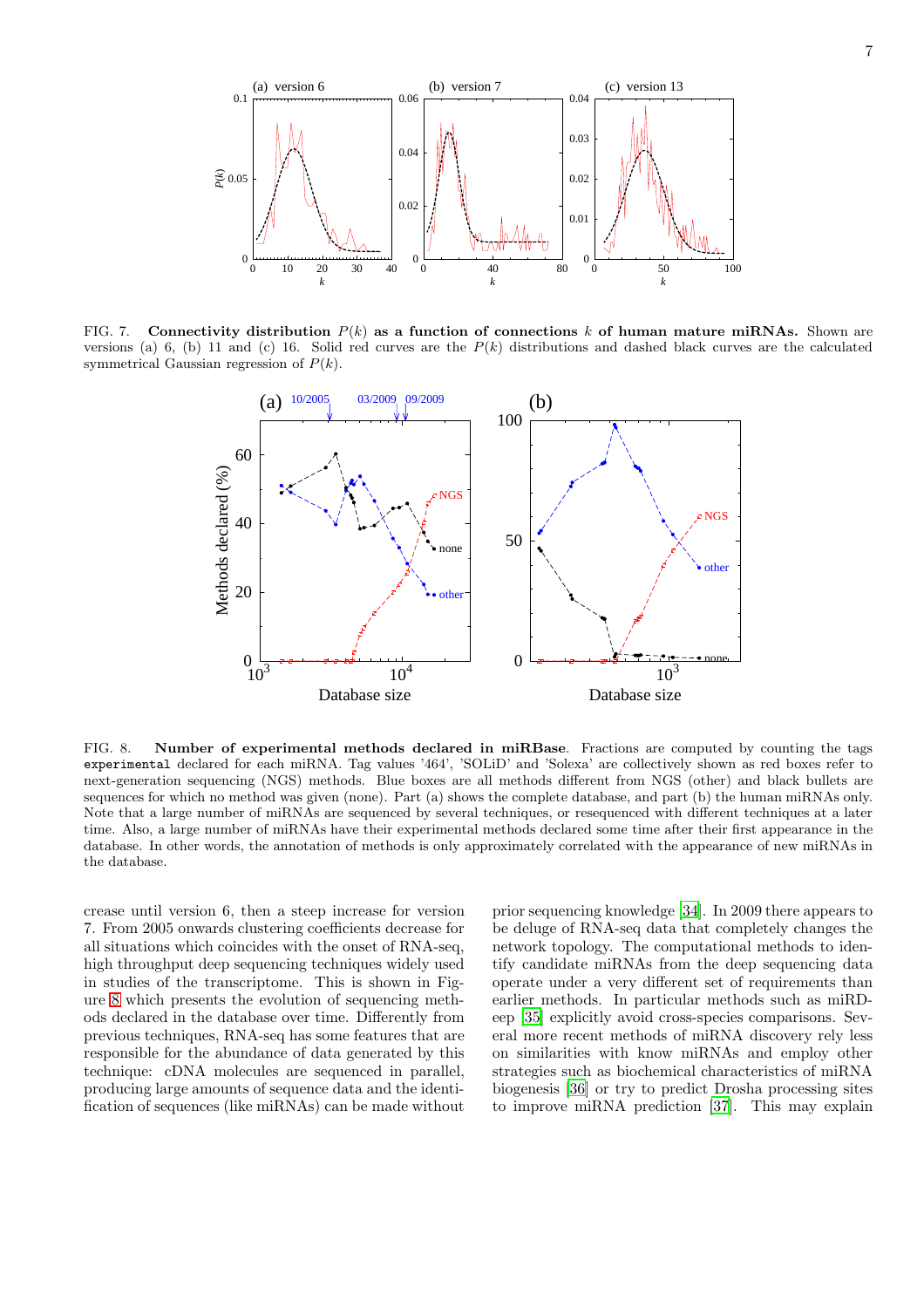FIG. 7. **Connectivity distribution $P(k)$ as a function of connections $k$ of human mature miRNAs.** Shown are versions (a) 6, (b) 11 and (c) 16. Solid red curves are the $P(k)$ distributions and dashed black curves are the calculated symmetrical Gaussian regression of $P(k)$.

FIG. 8. **Number of experimental methods declared in miRBase**. Fractions are computed by counting the tags `experimental` declared for each miRNA. Tag values '464', 'SOLiD' and 'Solexa' are collectively shown as red boxes refer to next-generation sequencing (NGS) methods. Blue boxes are all methods different from NGS (other) and black bullets are sequences for which no method was given (none). Part (a) shows the complete database, and part (b) the human miRNAs only. Note that a large number of miRNAs are sequenced by several techniques, or resequenced with different techniques at a later time. Also, a large number of miRNAs have their experimental methods declared some time after their first appearance in the database. In other words, the annotation of methods is only approximately correlated with the appearance of new miRNAs in the database.

crease until version 6, then a steep increase for version 7. From 2005 onwards clustering coefficients decrease for all situations which coincides with the onset of RNA-seq, high throughput deep sequencing techniques widely used in studies of the transcriptome. This is shown in Figure 8 which presents the evolution of sequencing methods declared in the database over time. Differently from previous techniques, RNA-seq has some features that are responsible for the abundance of data generated by this technique: cDNA molecules are sequenced in parallel, producing large amounts of sequence data and the identification of sequences (like miRNAs) can be made without prior sequencing knowledge [34]. In 2009 there appears to be deluge of RNA-seq data that completely changes the network topology. The computational methods to identify candidate miRNAs from the deep sequencing data operate under a very different set of requirements than earlier methods. In particular methods such as miRDeep [35] explicitly avoid cross-species comparisons. Several more recent methods of miRNA discovery rely less on similarities with know miRNAs and employ other strategies such as biochemical characteristics of miRNA biogenesis [36] or try to predict Drosha processing sites to improve miRNA prediction [37]. This may explain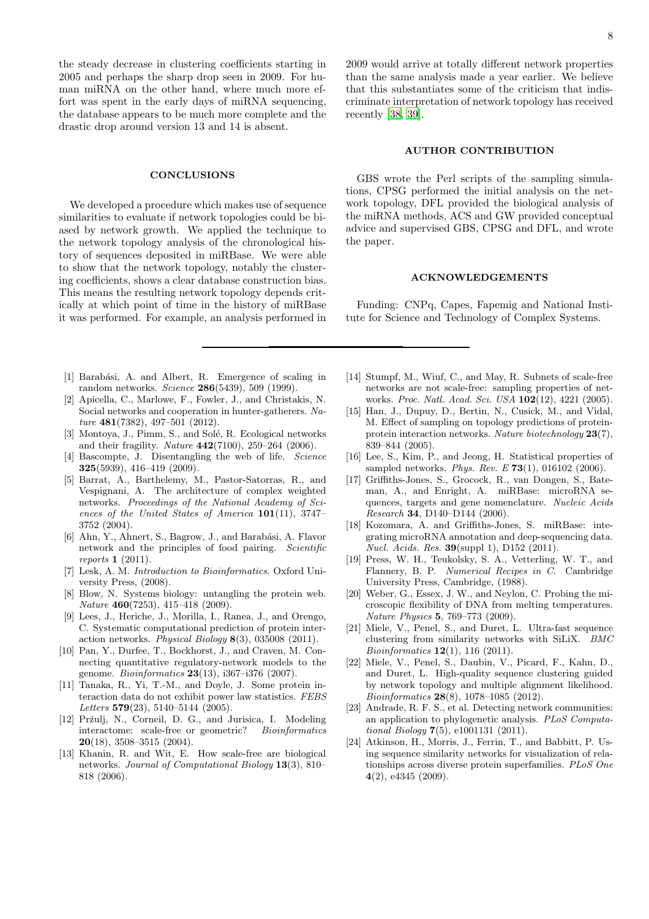the steady decrease in clustering coefficients starting in 2005 and perhaps the sharp drop seen in 2009. For human miRNA on the other hand, where much more effort was spent in the early days of miRNA sequencing, the database appears to be much more complete and the drastic drop around version 13 and 14 is absent.

## CONCLUSIONS

We developed a procedure which makes use of sequence similarities to evaluate if network topologies could be biased by network growth. We applied the technique to the network topology analysis of the chronological history of sequences deposited in miRBase. We were able to show that the network topology, notably the clustering coefficients, shows a clear database construction bias. This means the resulting network topology depends critically at which point of time in the history of miRBase it was performed. For example, an analysis performed in 2009 would arrive at totally different network properties than the same analysis made a year earlier. We believe that this substantiates some of the criticism that indiscriminate interpretation of network topology has received recently [38, 39].

## AUTHOR CONTRIBUTION

GBS wrote the Perl scripts of the sampling simulations, CPSG performed the initial analysis on the network topology, DFL provided the biological analysis of the miRNA methods, ACS and GW provided conceptual advice and supervised GBS, CPSG and DFL, and wrote the paper.

## ACKNOWLEDGEMENTS

Funding: CNPq, Capes, Fapemig and National Institute for Science and Technology of Complex Systems.

---

[1] Barabási, A. and Albert, R. Emergence of scaling in random networks. *Science* **286**(5439), 509 (1999).

[2] Apicella, C., Marlowe, F., Fowler, J., and Christakis, N. Social networks and cooperation in hunter-gatherers. *Nature* **481**(7382), 497–501 (2012).

[3] Montoya, J., Pimm, S., and Solé, R. Ecological networks and their fragility. *Nature* **442**(7100), 259–264 (2006).

[4] Bascompte, J. Disentangling the web of life. *Science* **325**(5939), 416–419 (2009).

[5] Barrat, A., Barthelemy, M., Pastor-Satorras, R., and Vespignani, A. The architecture of complex weighted networks. *Proceedings of the National Academy of Sciences of the United States of America* **101**(11), 3747–3752 (2004).

[6] Ahn, Y., Ahnert, S., Bagrow, J., and Barabási, A. Flavor network and the principles of food pairing. *Scientific reports* **1** (2011).

[7] Lesk, A. M. *Introduction to Bioinformatics*. Oxford University Press, (2008).

[8] Blow, N. Systems biology: untangling the protein web. *Nature* **460**(7253), 415–418 (2009).

[9] Lees, J., Heriche, J., Morilla, I., Ranea, J., and Orengo, C. Systematic computational prediction of protein interaction networks. *Physical Biology* **8**(3), 035008 (2011).

[10] Pan, Y., Durfee, T., Bockhorst, J., and Craven, M. Connecting quantitative regulatory-network models to the genome. *Bioinformatics* **23**(13), i367–i376 (2007).

[11] Tanaka, R., Yi, T.-M., and Doyle, J. Some protein interaction data do not exhibit power law statistics. *FEBS Letters* **579**(23), 5140–5144 (2005).

[12] Pržulj, N., Corneil, D. G., and Jurisica, I. Modeling interactome: scale-free or geometric? *Bioinformatics* **20**(18), 3508–3515 (2004).

[13] Khanin, R. and Wit, E. How scale-free are biological networks. *Journal of Computational Biology* **13**(3), 810–818 (2006).

[14] Stumpf, M., Wiuf, C., and May, R. Subnets of scale-free networks are not scale-free: sampling properties of networks. *Proc. Natl. Acad. Sci. USA* **102**(12), 4221 (2005).

[15] Han, J., Dupuy, D., Bertin, N., Cusick, M., and Vidal, M. Effect of sampling on topology predictions of protein-protein interaction networks. *Nature biotechnology* **23**(7), 839–844 (2005).

[16] Lee, S., Kim, P., and Jeong, H. Statistical properties of sampled networks. *Phys. Rev. E* **73**(1), 016102 (2006).

[17] Griffiths-Jones, S., Grocock, R., van Dongen, S., Bateman, A., and Enright, A. miRBase: microRNA sequences, targets and gene nomenclature. *Nucleic Acids Research* **34**, D140–D144 (2006).

[18] Kozomara, A. and Griffiths-Jones, S. miRBase: integrating microRNA annotation and deep-sequencing data. *Nucl. Acids. Res.* **39**(suppl 1), D152 (2011).

[19] Press, W. H., Teukolsky, S. A., Vetterling, W. T., and Flannery, B. P. *Numerical Recipes in C*. Cambridge University Press, Cambridge, (1988).

[20] Weber, G., Essex, J. W., and Neylon, C. Probing the microscopic flexibility of DNA from melting temperatures. *Nature Physics* **5**, 769–773 (2009).

[21] Miele, V., Penel, S., and Duret, L. Ultra-fast sequence clustering from similarity networks with SiLiX. *BMC Bioinformatics* **12**(1), 116 (2011).

[22] Miele, V., Penel, S., Daubin, V., Picard, F., Kahn, D., and Duret, L. High-quality sequence clustering guided by network topology and multiple alignment likelihood. *Bioinformatics* **28**(8), 1078–1085 (2012).

[23] Andrade, R. F. S., et al. Detecting network communities: an application to phylogenetic analysis. *PLoS Computational Biology* **7**(5), e1001131 (2011).

[24] Atkinson, H., Morris, J., Ferrin, T., and Babbitt, P. Using sequence similarity networks for visualization of relationships across diverse protein superfamilies. *PLoS One* **4**(2), e4345 (2009).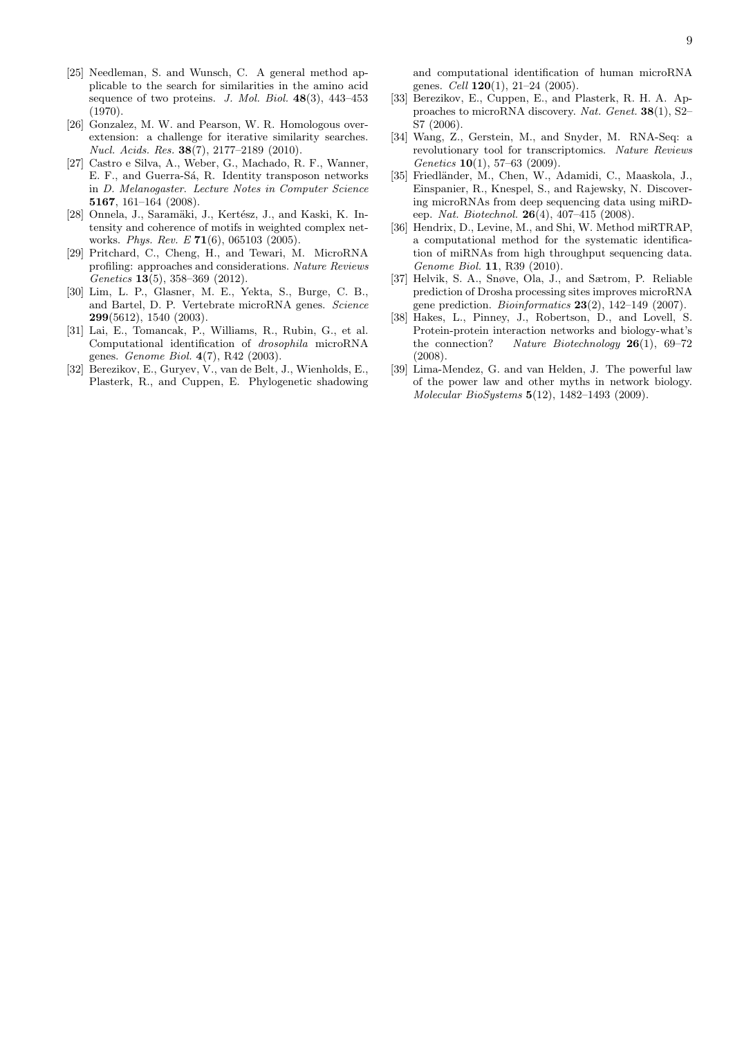[25] Needleman, S. and Wunsch, C. A general method applicable to the search for similarities in the amino acid sequence of two proteins. *J. Mol. Biol.* **48**(3), 443–453 (1970).

[26] Gonzalez, M. W. and Pearson, W. R. Homologous over-extension: a challenge for iterative similarity searches. *Nucl. Acids. Res.* **38**(7), 2177–2189 (2010).

[27] Castro e Silva, A., Weber, G., Machado, R. F., Wanner, E. F., and Guerra-Sá, R. Identity transposon networks in *D. Melanogaster. Lecture Notes in Computer Science* **5167**, 161–164 (2008).

[28] Onnela, J., Saramäki, J., Kertész, J., and Kaski, K. Intensity and coherence of motifs in weighted complex networks. *Phys. Rev. E* **71**(6), 065103 (2005).

[29] Pritchard, C., Cheng, H., and Tewari, M. MicroRNA profiling: approaches and considerations. *Nature Reviews Genetics* **13**(5), 358–369 (2012).

[30] Lim, L. P., Glasner, M. E., Yekta, S., Burge, C. B., and Bartel, D. P. Vertebrate microRNA genes. *Science* **299**(5612), 1540 (2003).

[31] Lai, E., Tomancak, P., Williams, R., Rubin, G., et al. Computational identification of *drosophila* microRNA genes. *Genome Biol.* **4**(7), R42 (2003).

[32] Berezikov, E., Guryev, V., van de Belt, J., Wienholds, E., Plasterk, R., and Cuppen, E. Phylogenetic shadowing and computational identification of human microRNA genes. *Cell* **120**(1), 21–24 (2005).

[33] Berezikov, E., Cuppen, E., and Plasterk, R. H. A. Approaches to microRNA discovery. *Nat. Genet.* **38**(1), S2–S7 (2006).

[34] Wang, Z., Gerstein, M., and Snyder, M. RNA-Seq: a revolutionary tool for transcriptomics. *Nature Reviews Genetics* **10**(1), 57–63 (2009).

[35] Friedländer, M., Chen, W., Adamidi, C., Maaskola, J., Einspanier, R., Knespel, S., and Rajewsky, N. Discovering microRNAs from deep sequencing data using miRDeep. *Nat. Biotechnol.* **26**(4), 407–415 (2008).

[36] Hendrix, D., Levine, M., and Shi, W. Method miRTRAP, a computational method for the systematic identification of miRNAs from high throughput sequencing data. *Genome Biol.* **11**, R39 (2010).

[37] Helvik, S. A., Snøve, Ola, J., and Sætrom, P. Reliable prediction of Drosha processing sites improves microRNA gene prediction. *Bioinformatics* **23**(2), 142–149 (2007).

[38] Hakes, L., Pinney, J., Robertson, D., and Lovell, S. Protein-protein interaction networks and biology-what's the connection? *Nature Biotechnology* **26**(1), 69–72 (2008).

[39] Lima-Mendez, G. and van Helden, J. The powerful law of the power law and other myths in network biology. *Molecular BioSystems* **5**(12), 1482–1493 (2009).